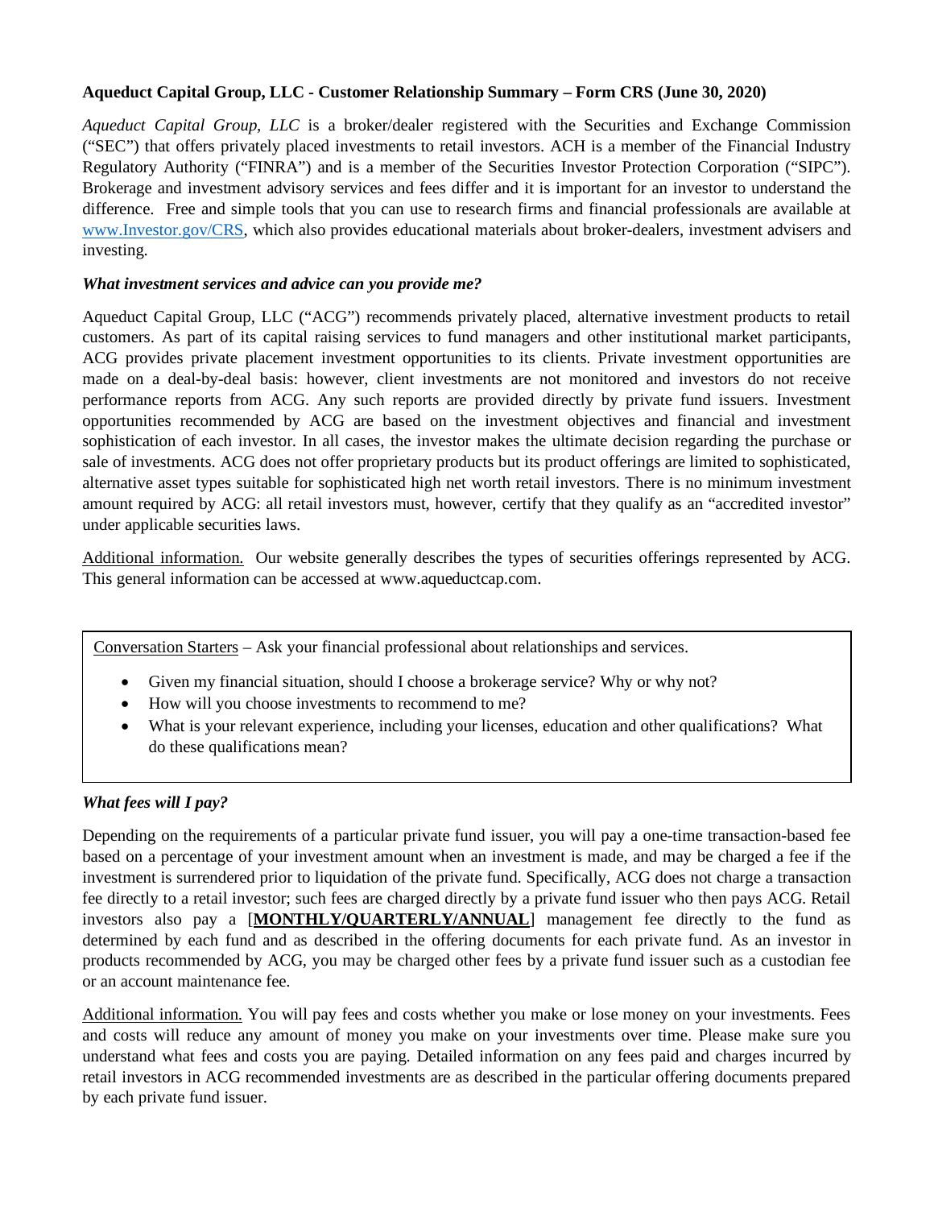**Aqueduct Capital Group, LLC - Customer Relationship Summary – Form CRS (June 30, 2020)**

*Aqueduct Capital Group, LLC* is a broker/dealer registered with the Securities and Exchange Commission ("SEC") that offers privately placed investments to retail investors. ACH is a member of the Financial Industry Regulatory Authority ("FINRA") and is a member of the Securities Investor Protection Corporation ("SIPC"). Brokerage and investment advisory services and fees differ and it is important for an investor to understand the difference. Free and simple tools that you can use to research firms and financial professionals are available at www.Investor.gov/CRS, which also provides educational materials about broker-dealers, investment advisers and investing.

***What investment services and advice can you provide me?***

Aqueduct Capital Group, LLC ("ACG") recommends privately placed, alternative investment products to retail customers. As part of its capital raising services to fund managers and other institutional market participants, ACG provides private placement investment opportunities to its clients. Private investment opportunities are made on a deal-by-deal basis: however, client investments are not monitored and investors do not receive performance reports from ACG. Any such reports are provided directly by private fund issuers. Investment opportunities recommended by ACG are based on the investment objectives and financial and investment sophistication of each investor. In all cases, the investor makes the ultimate decision regarding the purchase or sale of investments. ACG does not offer proprietary products but its product offerings are limited to sophisticated, alternative asset types suitable for sophisticated high net worth retail investors. There is no minimum investment amount required by ACG: all retail investors must, however, certify that they qualify as an "accredited investor" under applicable securities laws.

Additional information. Our website generally describes the types of securities offerings represented by ACG. This general information can be accessed at www.aqueductcap.com.

Conversation Starters – Ask your financial professional about relationships and services.

- Given my financial situation, should I choose a brokerage service? Why or why not?
- How will you choose investments to recommend to me?
- What is your relevant experience, including your licenses, education and other qualifications? What do these qualifications mean?

***What fees will I pay?***

Depending on the requirements of a particular private fund issuer, you will pay a one-time transaction-based fee based on a percentage of your investment amount when an investment is made, and may be charged a fee if the investment is surrendered prior to liquidation of the private fund. Specifically, ACG does not charge a transaction fee directly to a retail investor; such fees are charged directly by a private fund issuer who then pays ACG. Retail investors also pay a [**MONTHLY/QUARTERLY/ANNUAL**] management fee directly to the fund as determined by each fund and as described in the offering documents for each private fund. As an investor in products recommended by ACG, you may be charged other fees by a private fund issuer such as a custodian fee or an account maintenance fee.

Additional information. You will pay fees and costs whether you make or lose money on your investments. Fees and costs will reduce any amount of money you make on your investments over time. Please make sure you understand what fees and costs you are paying. Detailed information on any fees paid and charges incurred by retail investors in ACG recommended investments are as described in the particular offering documents prepared by each private fund issuer.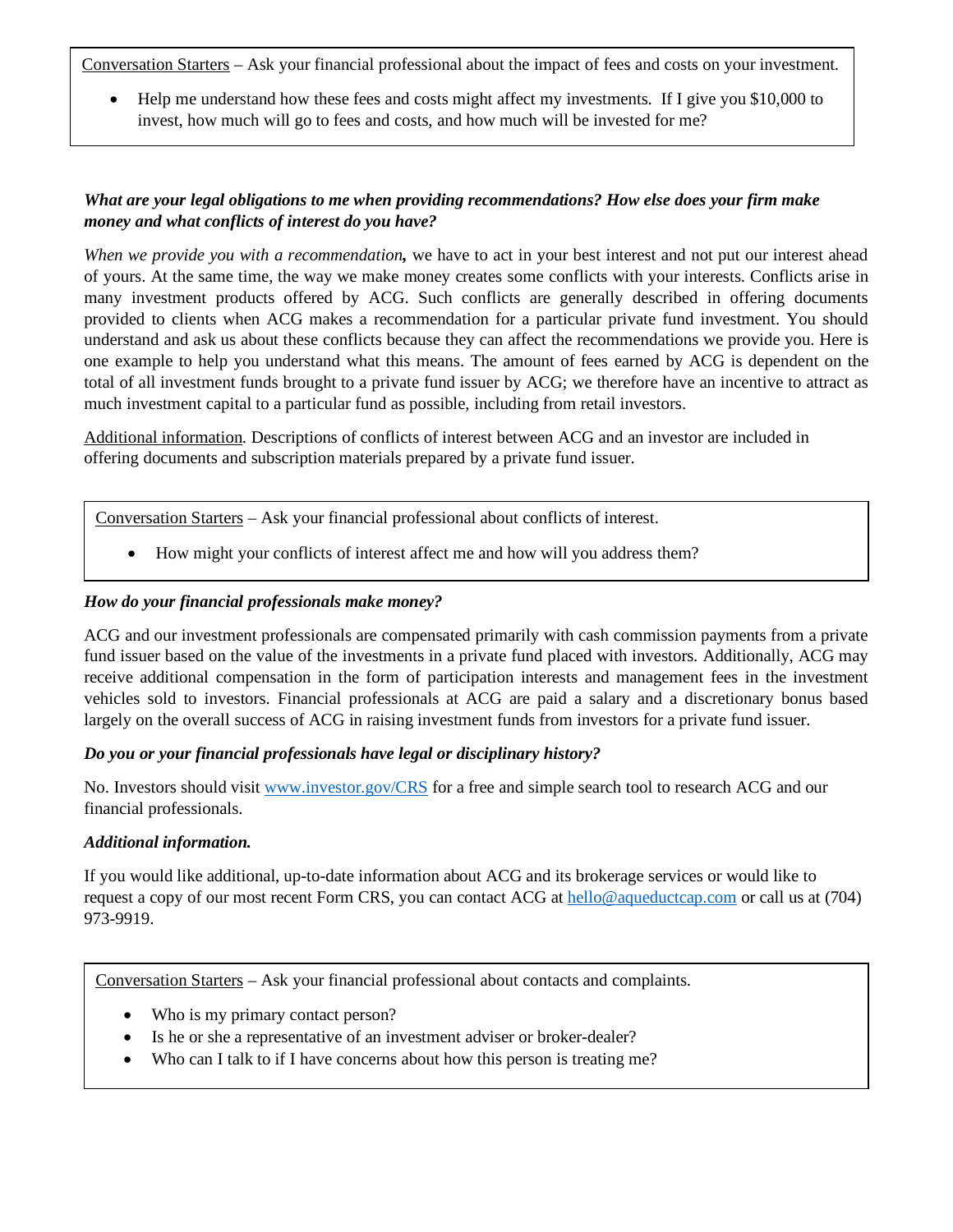Conversation Starters – Ask your financial professional about the impact of fees and costs on your investment.

- Help me understand how these fees and costs might affect my investments. If I give you $10,000 to invest, how much will go to fees and costs, and how much will be invested for me?

***What are your legal obligations to me when providing recommendations? How else does your firm make money and what conflicts of interest do you have?***

*When we provide you with a recommendation,* we have to act in your best interest and not put our interest ahead of yours. At the same time, the way we make money creates some conflicts with your interests. Conflicts arise in many investment products offered by ACG. Such conflicts are generally described in offering documents provided to clients when ACG makes a recommendation for a particular private fund investment. You should understand and ask us about these conflicts because they can affect the recommendations we provide you. Here is one example to help you understand what this means. The amount of fees earned by ACG is dependent on the total of all investment funds brought to a private fund issuer by ACG; we therefore have an incentive to attract as much investment capital to a particular fund as possible, including from retail investors.

Additional information. Descriptions of conflicts of interest between ACG and an investor are included in offering documents and subscription materials prepared by a private fund issuer.

Conversation Starters – Ask your financial professional about conflicts of interest.

- How might your conflicts of interest affect me and how will you address them?

***How do your financial professionals make money?***

ACG and our investment professionals are compensated primarily with cash commission payments from a private fund issuer based on the value of the investments in a private fund placed with investors. Additionally, ACG may receive additional compensation in the form of participation interests and management fees in the investment vehicles sold to investors. Financial professionals at ACG are paid a salary and a discretionary bonus based largely on the overall success of ACG in raising investment funds from investors for a private fund issuer.

***Do you or your financial professionals have legal or disciplinary history?***

No. Investors should visit www.investor.gov/CRS for a free and simple search tool to research ACG and our financial professionals.

***Additional information.***

If you would like additional, up-to-date information about ACG and its brokerage services or would like to request a copy of our most recent Form CRS, you can contact ACG at hello@aqueductcap.com or call us at (704) 973-9919.

Conversation Starters – Ask your financial professional about contacts and complaints.

- Who is my primary contact person?
- Is he or she a representative of an investment adviser or broker-dealer?
- Who can I talk to if I have concerns about how this person is treating me?